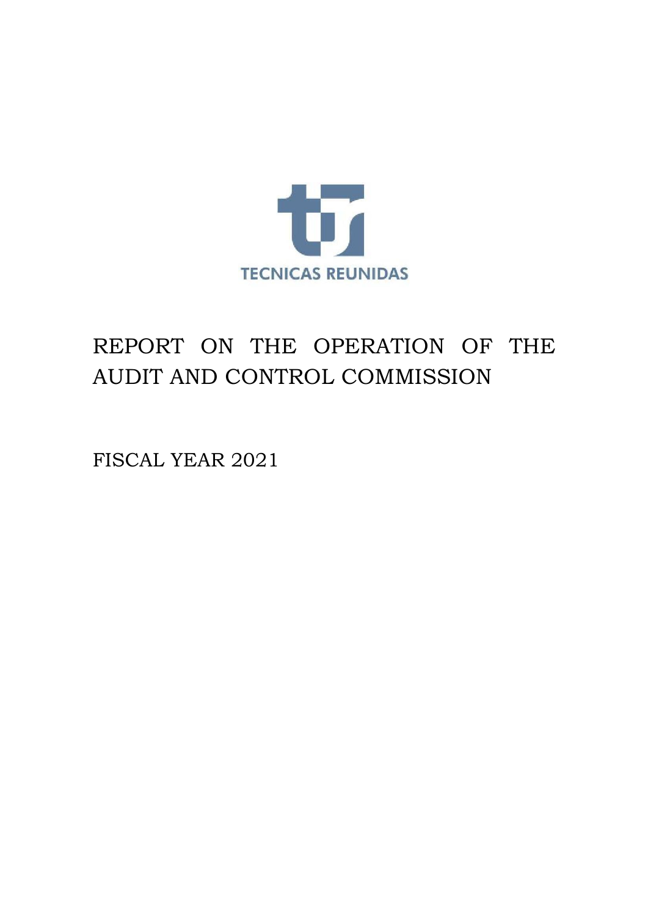TECNICAS REUNIDAS

# REPORT ON THE OPERATION OF THE AUDIT AND CONTROL COMMISSION

FISCAL YEAR 2021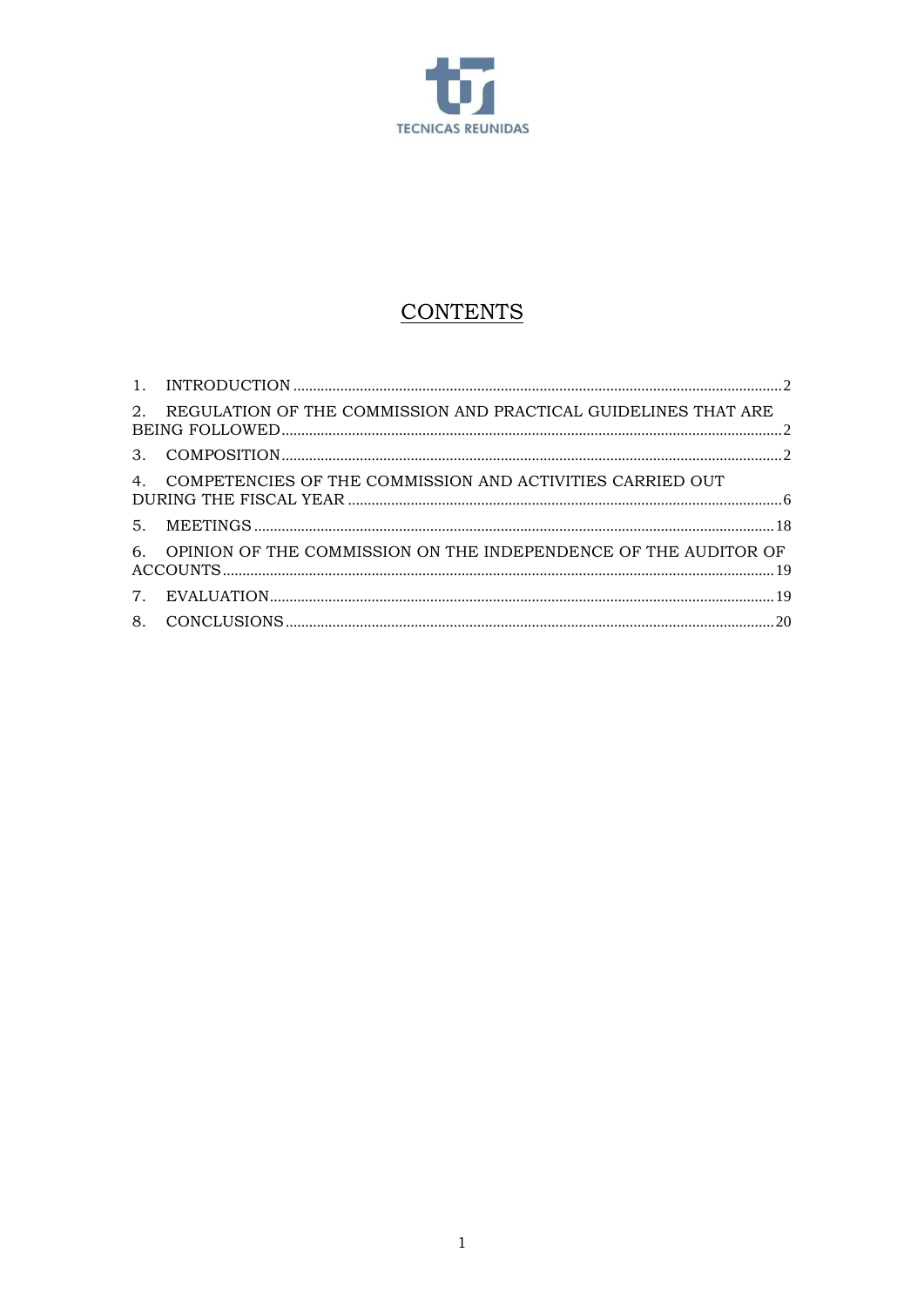TECNICAS REUNIDAS

# CONTENTS

1. INTRODUCTION ........ 2
2. REGULATION OF THE COMMISSION AND PRACTICAL GUIDELINES THAT ARE BEING FOLLOWED ........ 2
3. COMPOSITION ........ 2
4. COMPETENCIES OF THE COMMISSION AND ACTIVITIES CARRIED OUT DURING THE FISCAL YEAR ........ 6
5. MEETINGS ........ 18
6. OPINION OF THE COMMISSION ON THE INDEPENDENCE OF THE AUDITOR OF ACCOUNTS ........ 19
7. EVALUATION ........ 19
8. CONCLUSIONS ........ 20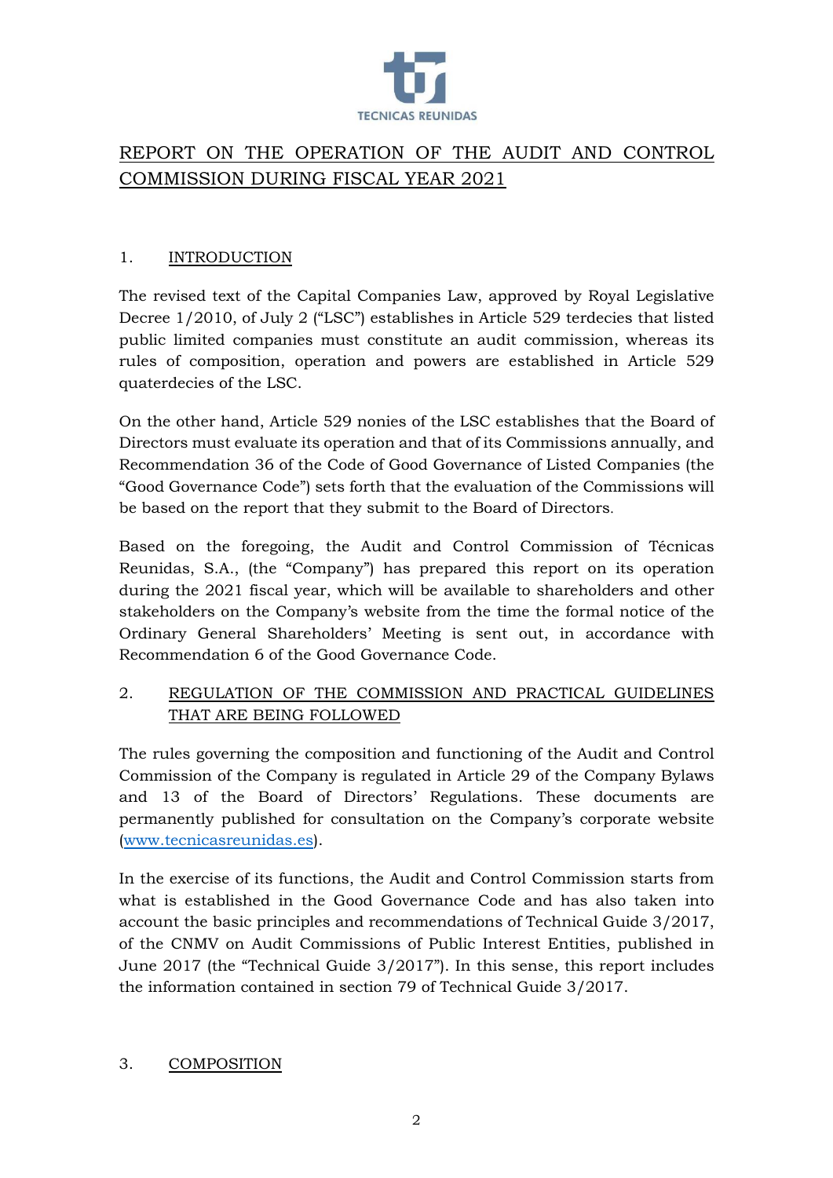TECNICAS REUNIDAS

# REPORT ON THE OPERATION OF THE AUDIT AND CONTROL COMMISSION DURING FISCAL YEAR 2021

## 1. INTRODUCTION

The revised text of the Capital Companies Law, approved by Royal Legislative Decree 1/2010, of July 2 ("LSC") establishes in Article 529 terdecies that listed public limited companies must constitute an audit commission, whereas its rules of composition, operation and powers are established in Article 529 quaterdecies of the LSC.

On the other hand, Article 529 nonies of the LSC establishes that the Board of Directors must evaluate its operation and that of its Commissions annually, and Recommendation 36 of the Code of Good Governance of Listed Companies (the "Good Governance Code") sets forth that the evaluation of the Commissions will be based on the report that they submit to the Board of Directors.

Based on the foregoing, the Audit and Control Commission of Técnicas Reunidas, S.A., (the "Company") has prepared this report on its operation during the 2021 fiscal year, which will be available to shareholders and other stakeholders on the Company's website from the time the formal notice of the Ordinary General Shareholders' Meeting is sent out, in accordance with Recommendation 6 of the Good Governance Code.

## 2. REGULATION OF THE COMMISSION AND PRACTICAL GUIDELINES THAT ARE BEING FOLLOWED

The rules governing the composition and functioning of the Audit and Control Commission of the Company is regulated in Article 29 of the Company Bylaws and 13 of the Board of Directors' Regulations. These documents are permanently published for consultation on the Company's corporate website (www.tecnicasreunidas.es).

In the exercise of its functions, the Audit and Control Commission starts from what is established in the Good Governance Code and has also taken into account the basic principles and recommendations of Technical Guide 3/2017, of the CNMV on Audit Commissions of Public Interest Entities, published in June 2017 (the "Technical Guide 3/2017"). In this sense, this report includes the information contained in section 79 of Technical Guide 3/2017.

## 3. COMPOSITION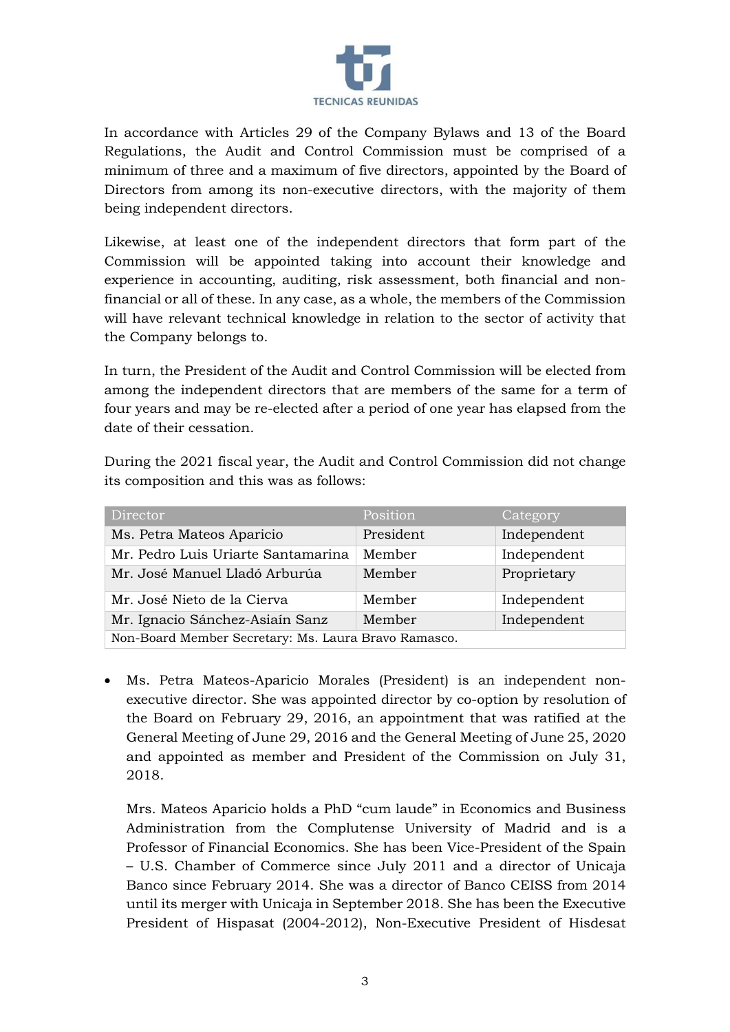In accordance with Articles 29 of the Company Bylaws and 13 of the Board Regulations, the Audit and Control Commission must be comprised of a minimum of three and a maximum of five directors, appointed by the Board of Directors from among its non-executive directors, with the majority of them being independent directors.

Likewise, at least one of the independent directors that form part of the Commission will be appointed taking into account their knowledge and experience in accounting, auditing, risk assessment, both financial and non-financial or all of these. In any case, as a whole, the members of the Commission will have relevant technical knowledge in relation to the sector of activity that the Company belongs to.

In turn, the President of the Audit and Control Commission will be elected from among the independent directors that are members of the same for a term of four years and may be re-elected after a period of one year has elapsed from the date of their cessation.

During the 2021 fiscal year, the Audit and Control Commission did not change its composition and this was as follows:

| Director | Position | Category |
|---|---|---|
| Ms. Petra Mateos Aparicio | President | Independent |
| Mr. Pedro Luis Uriarte Santamarina | Member | Independent |
| Mr. José Manuel Lladó Arburúa | Member | Proprietary |
| Mr. José Nieto de la Cierva | Member | Independent |
| Mr. Ignacio Sánchez-Asiaín Sanz | Member | Independent |
| Non-Board Member Secretary: Ms. Laura Bravo Ramasco. | | |

- Ms. Petra Mateos-Aparicio Morales (President) is an independent non-executive director. She was appointed director by co-option by resolution of the Board on February 29, 2016, an appointment that was ratified at the General Meeting of June 29, 2016 and the General Meeting of June 25, 2020 and appointed as member and President of the Commission on July 31, 2018.

  Mrs. Mateos Aparicio holds a PhD "cum laude" in Economics and Business Administration from the Complutense University of Madrid and is a Professor of Financial Economics. She has been Vice-President of the Spain – U.S. Chamber of Commerce since July 2011 and a director of Unicaja Banco since February 2014. She was a director of Banco CEISS from 2014 until its merger with Unicaja in September 2018. She has been the Executive President of Hispasat (2004-2012), Non-Executive President of Hisdesat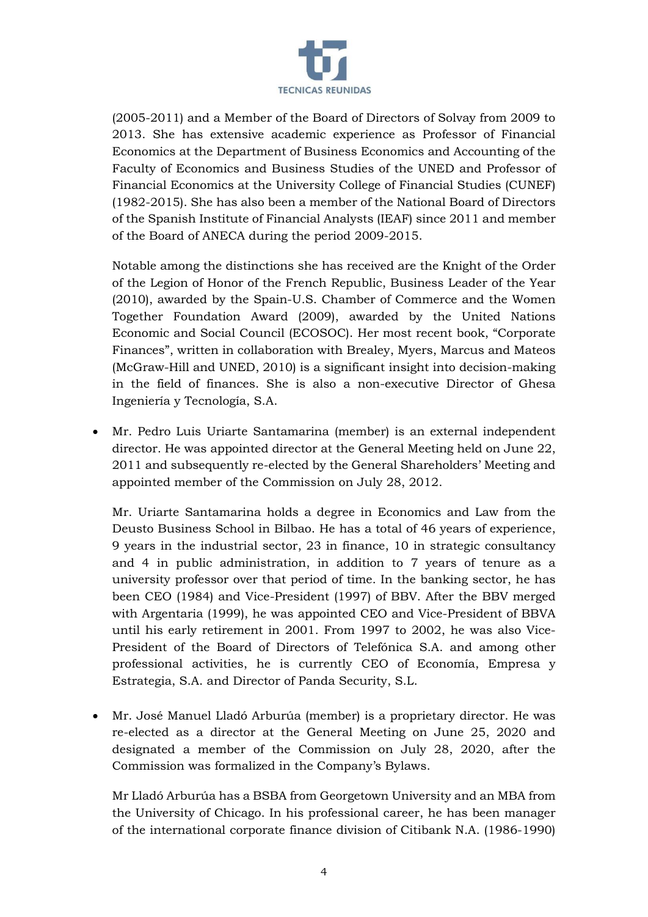(2005-2011) and a Member of the Board of Directors of Solvay from 2009 to 2013. She has extensive academic experience as Professor of Financial Economics at the Department of Business Economics and Accounting of the Faculty of Economics and Business Studies of the UNED and Professor of Financial Economics at the University College of Financial Studies (CUNEF) (1982-2015). She has also been a member of the National Board of Directors of the Spanish Institute of Financial Analysts (IEAF) since 2011 and member of the Board of ANECA during the period 2009-2015.

Notable among the distinctions she has received are the Knight of the Order of the Legion of Honor of the French Republic, Business Leader of the Year (2010), awarded by the Spain-U.S. Chamber of Commerce and the Women Together Foundation Award (2009), awarded by the United Nations Economic and Social Council (ECOSOC). Her most recent book, "Corporate Finances", written in collaboration with Brealey, Myers, Marcus and Mateos (McGraw-Hill and UNED, 2010) is a significant insight into decision-making in the field of finances. She is also a non-executive Director of Ghesa Ingeniería y Tecnología, S.A.

- Mr. Pedro Luis Uriarte Santamarina (member) is an external independent director. He was appointed director at the General Meeting held on June 22, 2011 and subsequently re-elected by the General Shareholders' Meeting and appointed member of the Commission on July 28, 2012.

  Mr. Uriarte Santamarina holds a degree in Economics and Law from the Deusto Business School in Bilbao. He has a total of 46 years of experience, 9 years in the industrial sector, 23 in finance, 10 in strategic consultancy and 4 in public administration, in addition to 7 years of tenure as a university professor over that period of time. In the banking sector, he has been CEO (1984) and Vice-President (1997) of BBV. After the BBV merged with Argentaria (1999), he was appointed CEO and Vice-President of BBVA until his early retirement in 2001. From 1997 to 2002, he was also Vice-President of the Board of Directors of Telefónica S.A. and among other professional activities, he is currently CEO of Economía, Empresa y Estrategia, S.A. and Director of Panda Security, S.L.

- Mr. José Manuel Lladó Arburúa (member) is a proprietary director. He was re-elected as a director at the General Meeting on June 25, 2020 and designated a member of the Commission on July 28, 2020, after the Commission was formalized in the Company's Bylaws.

  Mr Lladó Arburúa has a BSBA from Georgetown University and an MBA from the University of Chicago. In his professional career, he has been manager of the international corporate finance division of Citibank N.A. (1986-1990)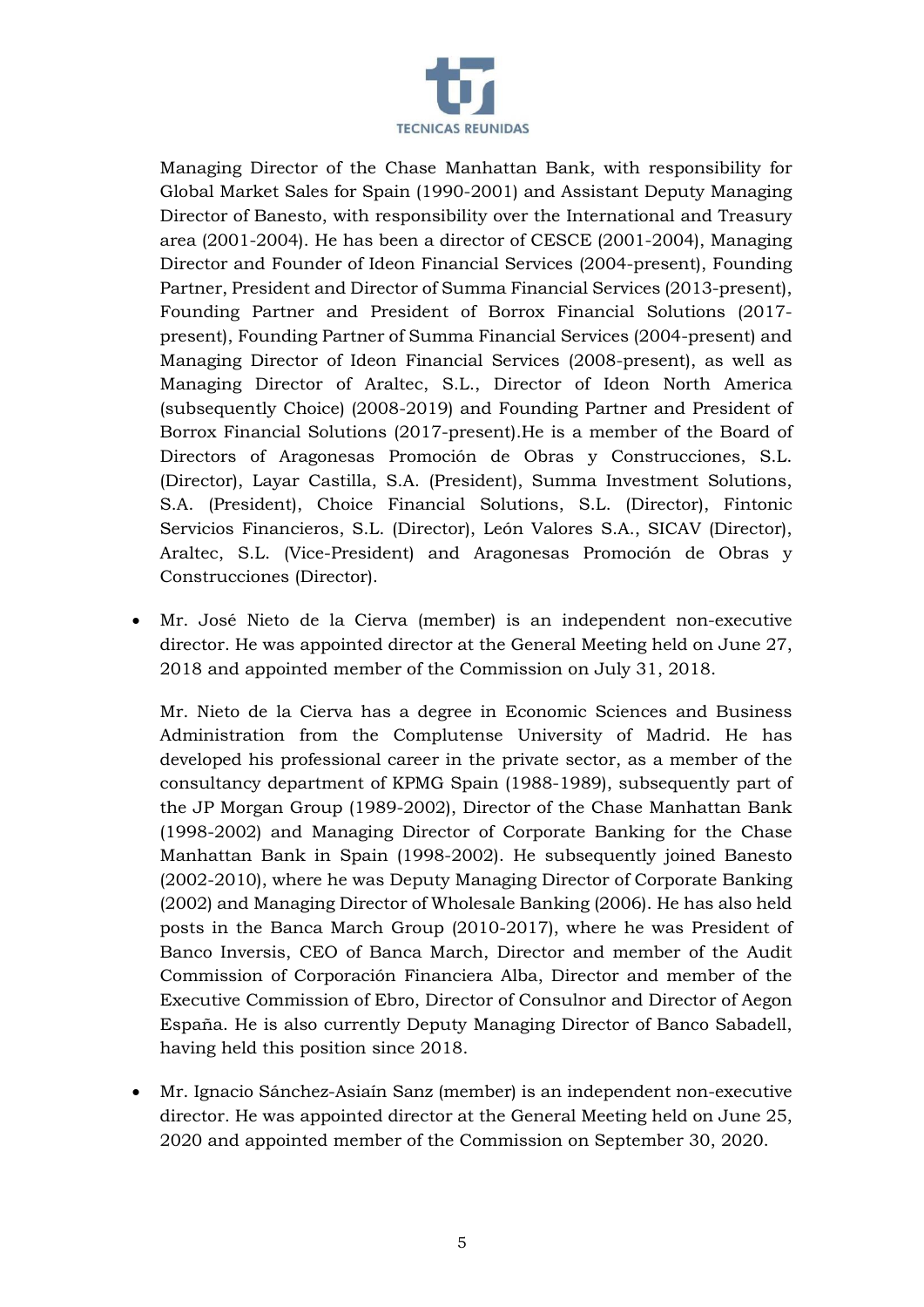Managing Director of the Chase Manhattan Bank, with responsibility for Global Market Sales for Spain (1990-2001) and Assistant Deputy Managing Director of Banesto, with responsibility over the International and Treasury area (2001-2004). He has been a director of CESCE (2001-2004), Managing Director and Founder of Ideon Financial Services (2004-present), Founding Partner, President and Director of Summa Financial Services (2013-present), Founding Partner and President of Borrox Financial Solutions (2017-present), Founding Partner of Summa Financial Services (2004-present) and Managing Director of Ideon Financial Services (2008-present), as well as Managing Director of Araltec, S.L., Director of Ideon North America (subsequently Choice) (2008-2019) and Founding Partner and President of Borrox Financial Solutions (2017-present).He is a member of the Board of Directors of Aragonesas Promoción de Obras y Construcciones, S.L. (Director), Layar Castilla, S.A. (President), Summa Investment Solutions, S.A. (President), Choice Financial Solutions, S.L. (Director), Fintonic Servicios Financieros, S.L. (Director), León Valores S.A., SICAV (Director), Araltec, S.L. (Vice-President) and Aragonesas Promoción de Obras y Construcciones (Director).

- Mr. José Nieto de la Cierva (member) is an independent non-executive director. He was appointed director at the General Meeting held on June 27, 2018 and appointed member of the Commission on July 31, 2018.

  Mr. Nieto de la Cierva has a degree in Economic Sciences and Business Administration from the Complutense University of Madrid. He has developed his professional career in the private sector, as a member of the consultancy department of KPMG Spain (1988-1989), subsequently part of the JP Morgan Group (1989-2002), Director of the Chase Manhattan Bank (1998-2002) and Managing Director of Corporate Banking for the Chase Manhattan Bank in Spain (1998-2002). He subsequently joined Banesto (2002-2010), where he was Deputy Managing Director of Corporate Banking (2002) and Managing Director of Wholesale Banking (2006). He has also held posts in the Banca March Group (2010-2017), where he was President of Banco Inversis, CEO of Banca March, Director and member of the Audit Commission of Corporación Financiera Alba, Director and member of the Executive Commission of Ebro, Director of Consulnor and Director of Aegon España. He is also currently Deputy Managing Director of Banco Sabadell, having held this position since 2018.

- Mr. Ignacio Sánchez-Asiaín Sanz (member) is an independent non-executive director. He was appointed director at the General Meeting held on June 25, 2020 and appointed member of the Commission on September 30, 2020.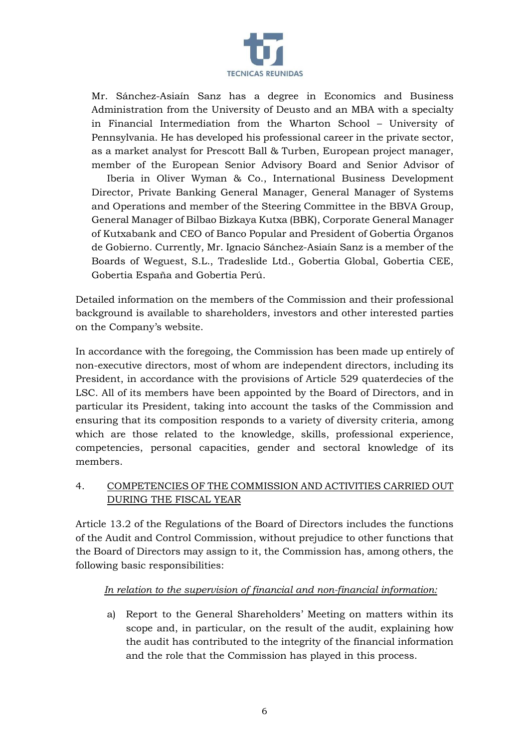Mr. Sánchez-Asiaín Sanz has a degree in Economics and Business Administration from the University of Deusto and an MBA with a specialty in Financial Intermediation from the Wharton School – University of Pennsylvania. He has developed his professional career in the private sector, as a market analyst for Prescott Ball & Turben, European project manager, member of the European Senior Advisory Board and Senior Advisor of Iberia in Oliver Wyman & Co., International Business Development Director, Private Banking General Manager, General Manager of Systems and Operations and member of the Steering Committee in the BBVA Group, General Manager of Bilbao Bizkaya Kutxa (BBK), Corporate General Manager of Kutxabank and CEO of Banco Popular and President of Gobertia Órganos de Gobierno. Currently, Mr. Ignacio Sánchez-Asiaín Sanz is a member of the Boards of Weguest, S.L., Tradeslide Ltd., Gobertia Global, Gobertia CEE, Gobertia España and Gobertia Perú.

Detailed information on the members of the Commission and their professional background is available to shareholders, investors and other interested parties on the Company's website.

In accordance with the foregoing, the Commission has been made up entirely of non-executive directors, most of whom are independent directors, including its President, in accordance with the provisions of Article 529 quaterdecies of the LSC. All of its members have been appointed by the Board of Directors, and in particular its President, taking into account the tasks of the Commission and ensuring that its composition responds to a variety of diversity criteria, among which are those related to the knowledge, skills, professional experience, competencies, personal capacities, gender and sectoral knowledge of its members.

## 4. COMPETENCIES OF THE COMMISSION AND ACTIVITIES CARRIED OUT DURING THE FISCAL YEAR

Article 13.2 of the Regulations of the Board of Directors includes the functions of the Audit and Control Commission, without prejudice to other functions that the Board of Directors may assign to it, the Commission has, among others, the following basic responsibilities:

*In relation to the supervision of financial and non-financial information:*

a) Report to the General Shareholders' Meeting on matters within its scope and, in particular, on the result of the audit, explaining how the audit has contributed to the integrity of the financial information and the role that the Commission has played in this process.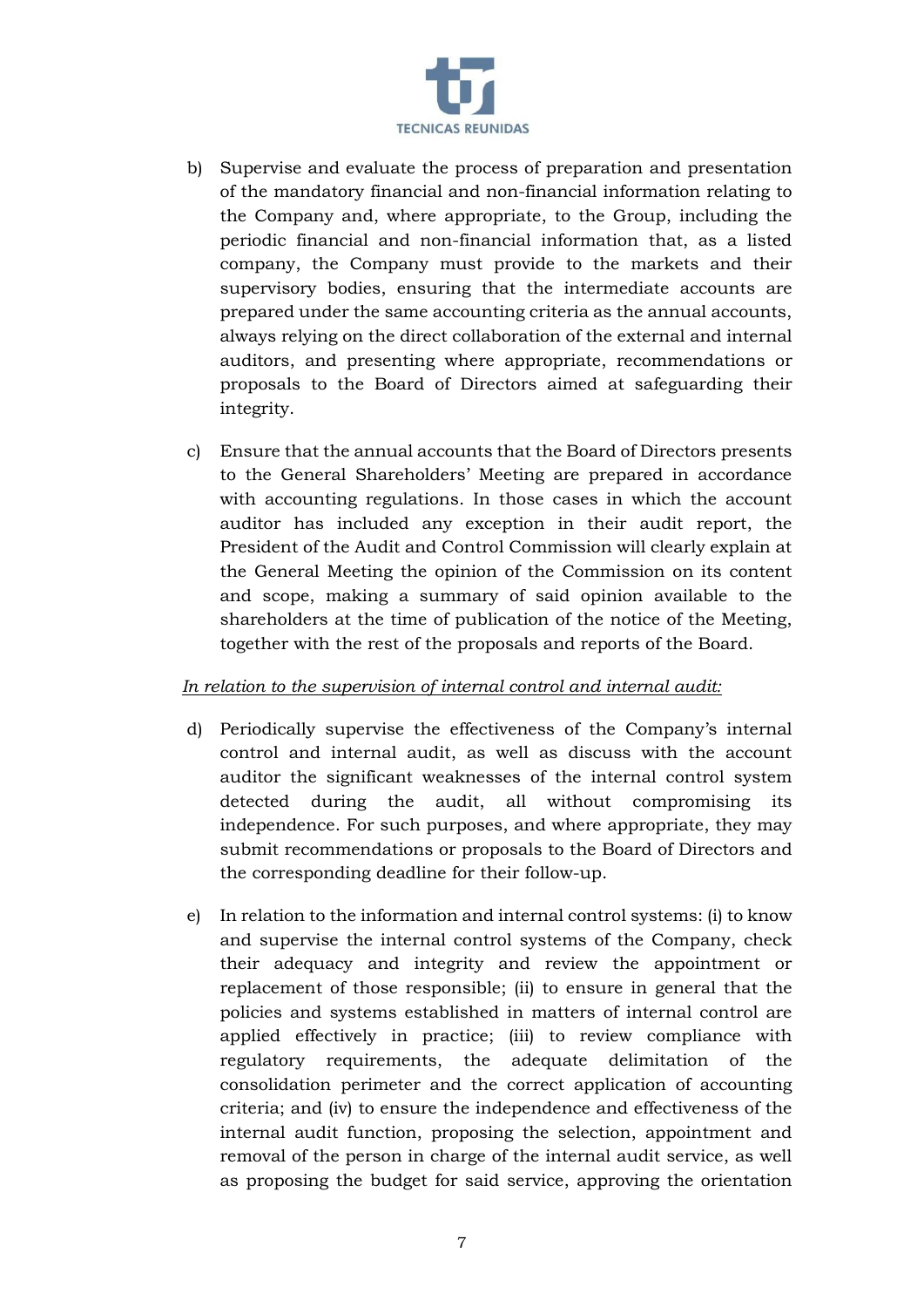b) Supervise and evaluate the process of preparation and presentation of the mandatory financial and non-financial information relating to the Company and, where appropriate, to the Group, including the periodic financial and non-financial information that, as a listed company, the Company must provide to the markets and their supervisory bodies, ensuring that the intermediate accounts are prepared under the same accounting criteria as the annual accounts, always relying on the direct collaboration of the external and internal auditors, and presenting where appropriate, recommendations or proposals to the Board of Directors aimed at safeguarding their integrity.

c) Ensure that the annual accounts that the Board of Directors presents to the General Shareholders' Meeting are prepared in accordance with accounting regulations. In those cases in which the account auditor has included any exception in their audit report, the President of the Audit and Control Commission will clearly explain at the General Meeting the opinion of the Commission on its content and scope, making a summary of said opinion available to the shareholders at the time of publication of the notice of the Meeting, together with the rest of the proposals and reports of the Board.

*In relation to the supervision of internal control and internal audit:*

d) Periodically supervise the effectiveness of the Company's internal control and internal audit, as well as discuss with the account auditor the significant weaknesses of the internal control system detected during the audit, all without compromising its independence. For such purposes, and where appropriate, they may submit recommendations or proposals to the Board of Directors and the corresponding deadline for their follow-up.

e) In relation to the information and internal control systems: (i) to know and supervise the internal control systems of the Company, check their adequacy and integrity and review the appointment or replacement of those responsible; (ii) to ensure in general that the policies and systems established in matters of internal control are applied effectively in practice; (iii) to review compliance with regulatory requirements, the adequate delimitation of the consolidation perimeter and the correct application of accounting criteria; and (iv) to ensure the independence and effectiveness of the internal audit function, proposing the selection, appointment and removal of the person in charge of the internal audit service, as well as proposing the budget for said service, approving the orientation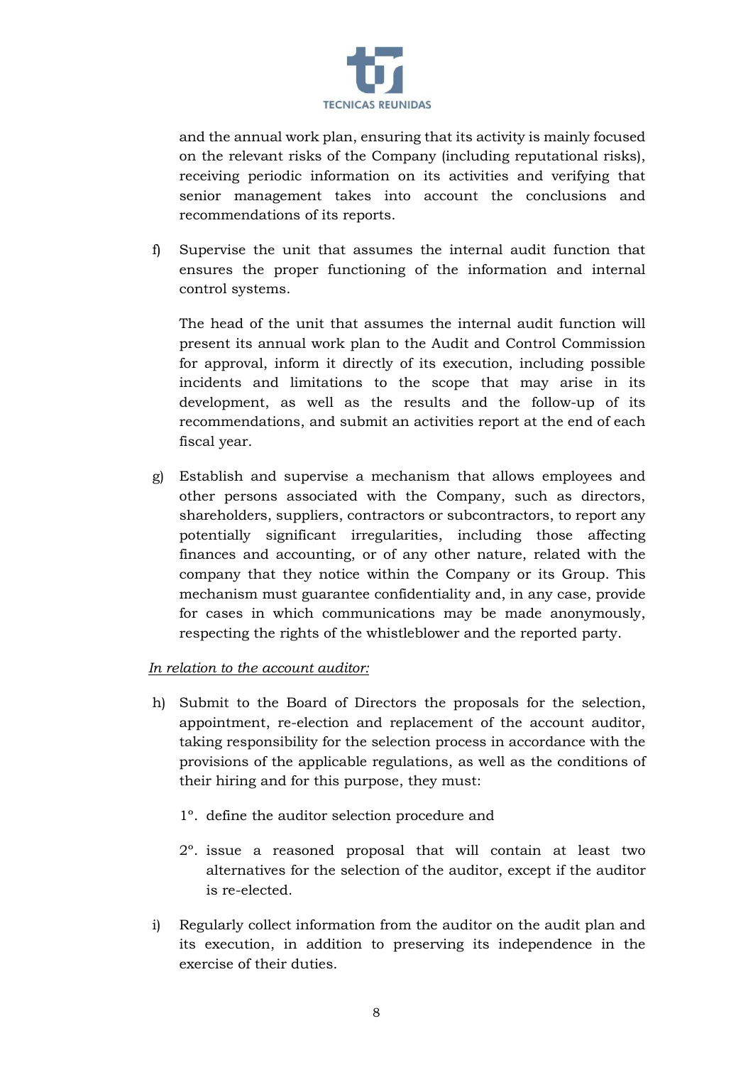and the annual work plan, ensuring that its activity is mainly focused on the relevant risks of the Company (including reputational risks), receiving periodic information on its activities and verifying that senior management takes into account the conclusions and recommendations of its reports.

f) Supervise the unit that assumes the internal audit function that ensures the proper functioning of the information and internal control systems.

   The head of the unit that assumes the internal audit function will present its annual work plan to the Audit and Control Commission for approval, inform it directly of its execution, including possible incidents and limitations to the scope that may arise in its development, as well as the results and the follow-up of its recommendations, and submit an activities report at the end of each fiscal year.

g) Establish and supervise a mechanism that allows employees and other persons associated with the Company, such as directors, shareholders, suppliers, contractors or subcontractors, to report any potentially significant irregularities, including those affecting finances and accounting, or of any other nature, related with the company that they notice within the Company or its Group. This mechanism must guarantee confidentiality and, in any case, provide for cases in which communications may be made anonymously, respecting the rights of the whistleblower and the reported party.

*In relation to the account auditor:*

h) Submit to the Board of Directors the proposals for the selection, appointment, re-election and replacement of the account auditor, taking responsibility for the selection process in accordance with the provisions of the applicable regulations, as well as the conditions of their hiring and for this purpose, they must:

   1º. define the auditor selection procedure and

   2º. issue a reasoned proposal that will contain at least two alternatives for the selection of the auditor, except if the auditor is re-elected.

i) Regularly collect information from the auditor on the audit plan and its execution, in addition to preserving its independence in the exercise of their duties.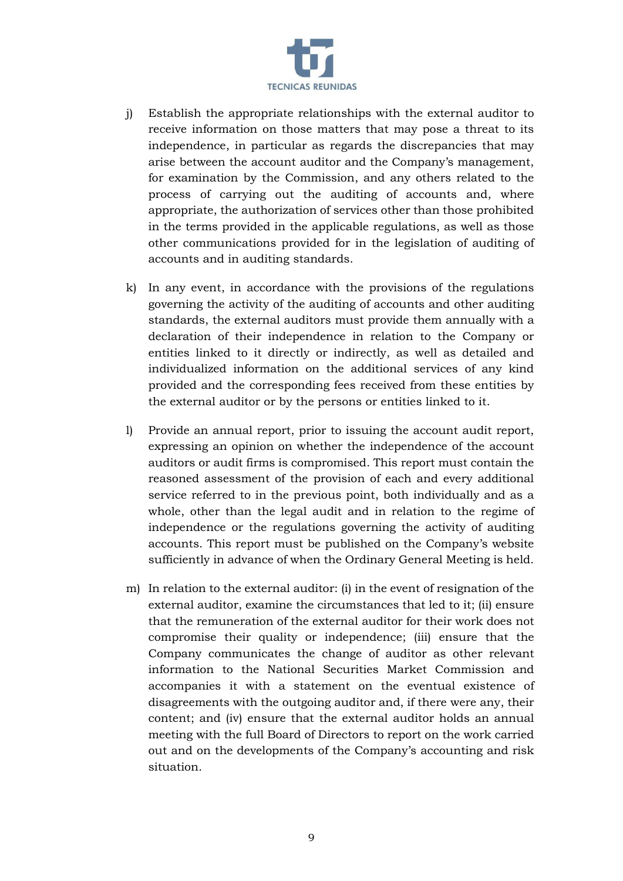j) Establish the appropriate relationships with the external auditor to receive information on those matters that may pose a threat to its independence, in particular as regards the discrepancies that may arise between the account auditor and the Company's management, for examination by the Commission, and any others related to the process of carrying out the auditing of accounts and, where appropriate, the authorization of services other than those prohibited in the terms provided in the applicable regulations, as well as those other communications provided for in the legislation of auditing of accounts and in auditing standards.

k) In any event, in accordance with the provisions of the regulations governing the activity of the auditing of accounts and other auditing standards, the external auditors must provide them annually with a declaration of their independence in relation to the Company or entities linked to it directly or indirectly, as well as detailed and individualized information on the additional services of any kind provided and the corresponding fees received from these entities by the external auditor or by the persons or entities linked to it.

l) Provide an annual report, prior to issuing the account audit report, expressing an opinion on whether the independence of the account auditors or audit firms is compromised. This report must contain the reasoned assessment of the provision of each and every additional service referred to in the previous point, both individually and as a whole, other than the legal audit and in relation to the regime of independence or the regulations governing the activity of auditing accounts. This report must be published on the Company's website sufficiently in advance of when the Ordinary General Meeting is held.

m) In relation to the external auditor: (i) in the event of resignation of the external auditor, examine the circumstances that led to it; (ii) ensure that the remuneration of the external auditor for their work does not compromise their quality or independence; (iii) ensure that the Company communicates the change of auditor as other relevant information to the National Securities Market Commission and accompanies it with a statement on the eventual existence of disagreements with the outgoing auditor and, if there were any, their content; and (iv) ensure that the external auditor holds an annual meeting with the full Board of Directors to report on the work carried out and on the developments of the Company's accounting and risk situation.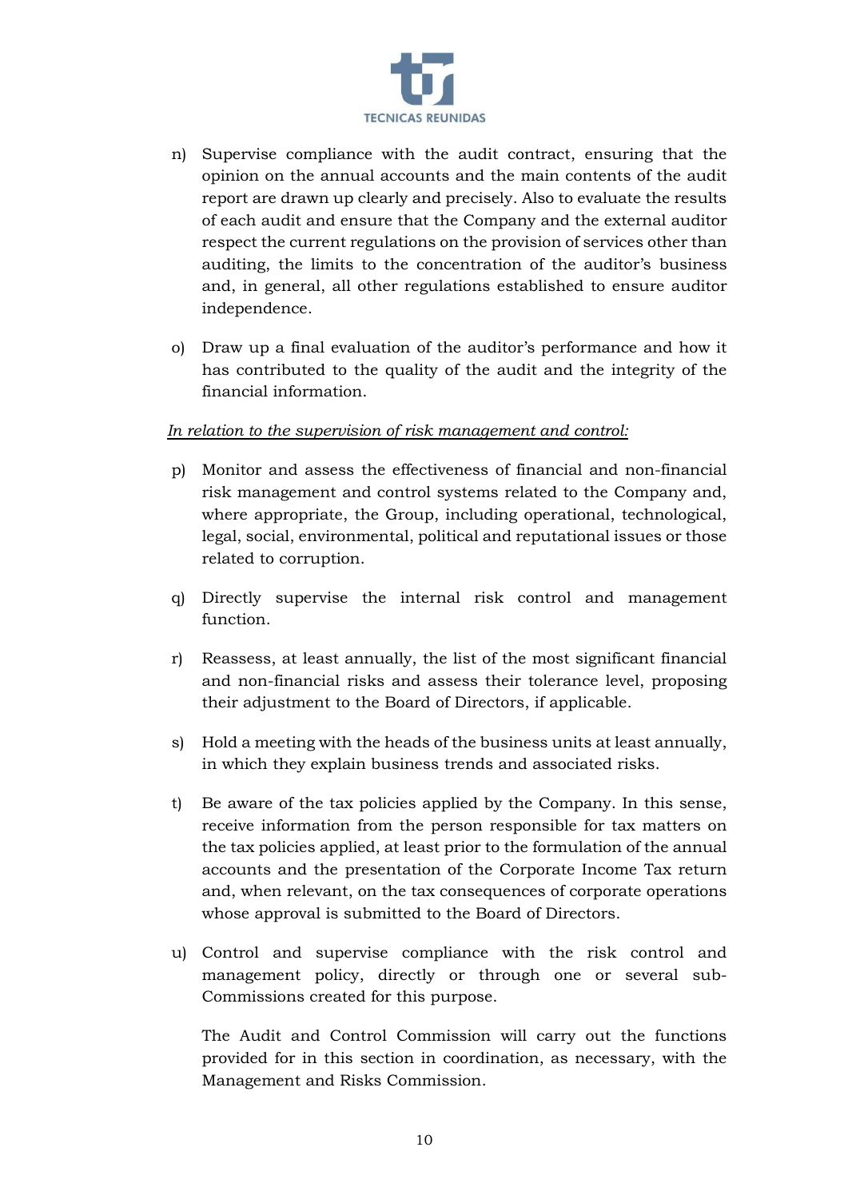n) Supervise compliance with the audit contract, ensuring that the opinion on the annual accounts and the main contents of the audit report are drawn up clearly and precisely. Also to evaluate the results of each audit and ensure that the Company and the external auditor respect the current regulations on the provision of services other than auditing, the limits to the concentration of the auditor's business and, in general, all other regulations established to ensure auditor independence.

o) Draw up a final evaluation of the auditor's performance and how it has contributed to the quality of the audit and the integrity of the financial information.

*In relation to the supervision of risk management and control:*

p) Monitor and assess the effectiveness of financial and non-financial risk management and control systems related to the Company and, where appropriate, the Group, including operational, technological, legal, social, environmental, political and reputational issues or those related to corruption.

q) Directly supervise the internal risk control and management function.

r) Reassess, at least annually, the list of the most significant financial and non-financial risks and assess their tolerance level, proposing their adjustment to the Board of Directors, if applicable.

s) Hold a meeting with the heads of the business units at least annually, in which they explain business trends and associated risks.

t) Be aware of the tax policies applied by the Company. In this sense, receive information from the person responsible for tax matters on the tax policies applied, at least prior to the formulation of the annual accounts and the presentation of the Corporate Income Tax return and, when relevant, on the tax consequences of corporate operations whose approval is submitted to the Board of Directors.

u) Control and supervise compliance with the risk control and management policy, directly or through one or several sub-Commissions created for this purpose.

   The Audit and Control Commission will carry out the functions provided for in this section in coordination, as necessary, with the Management and Risks Commission.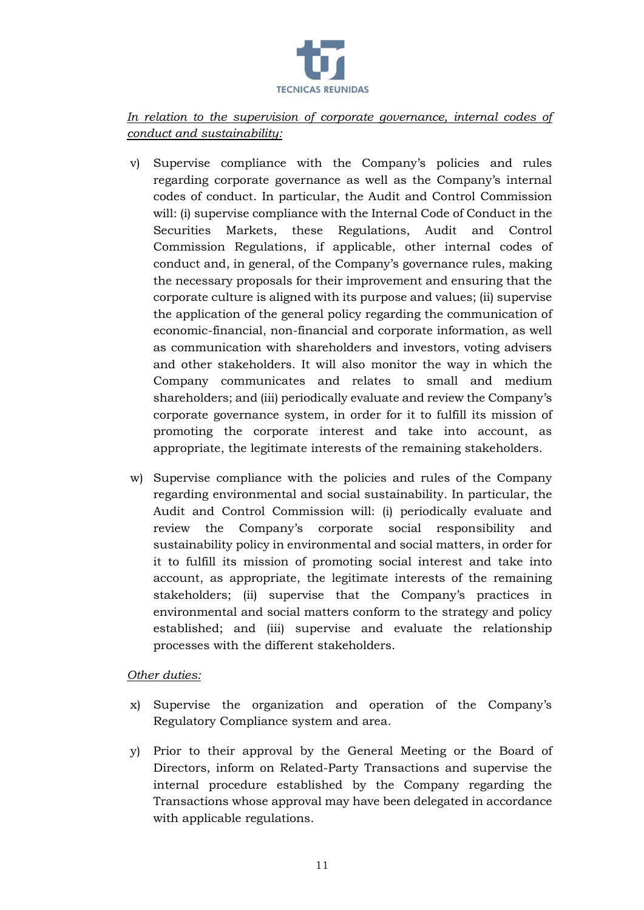*In relation to the supervision of corporate governance, internal codes of conduct and sustainability:*

v) Supervise compliance with the Company's policies and rules regarding corporate governance as well as the Company's internal codes of conduct. In particular, the Audit and Control Commission will: (i) supervise compliance with the Internal Code of Conduct in the Securities Markets, these Regulations, Audit and Control Commission Regulations, if applicable, other internal codes of conduct and, in general, of the Company's governance rules, making the necessary proposals for their improvement and ensuring that the corporate culture is aligned with its purpose and values; (ii) supervise the application of the general policy regarding the communication of economic-financial, non-financial and corporate information, as well as communication with shareholders and investors, voting advisers and other stakeholders. It will also monitor the way in which the Company communicates and relates to small and medium shareholders; and (iii) periodically evaluate and review the Company's corporate governance system, in order for it to fulfill its mission of promoting the corporate interest and take into account, as appropriate, the legitimate interests of the remaining stakeholders.

w) Supervise compliance with the policies and rules of the Company regarding environmental and social sustainability. In particular, the Audit and Control Commission will: (i) periodically evaluate and review the Company's corporate social responsibility and sustainability policy in environmental and social matters, in order for it to fulfill its mission of promoting social interest and take into account, as appropriate, the legitimate interests of the remaining stakeholders; (ii) supervise that the Company's practices in environmental and social matters conform to the strategy and policy established; and (iii) supervise and evaluate the relationship processes with the different stakeholders.

*Other duties:*

x) Supervise the organization and operation of the Company's Regulatory Compliance system and area.

y) Prior to their approval by the General Meeting or the Board of Directors, inform on Related-Party Transactions and supervise the internal procedure established by the Company regarding the Transactions whose approval may have been delegated in accordance with applicable regulations.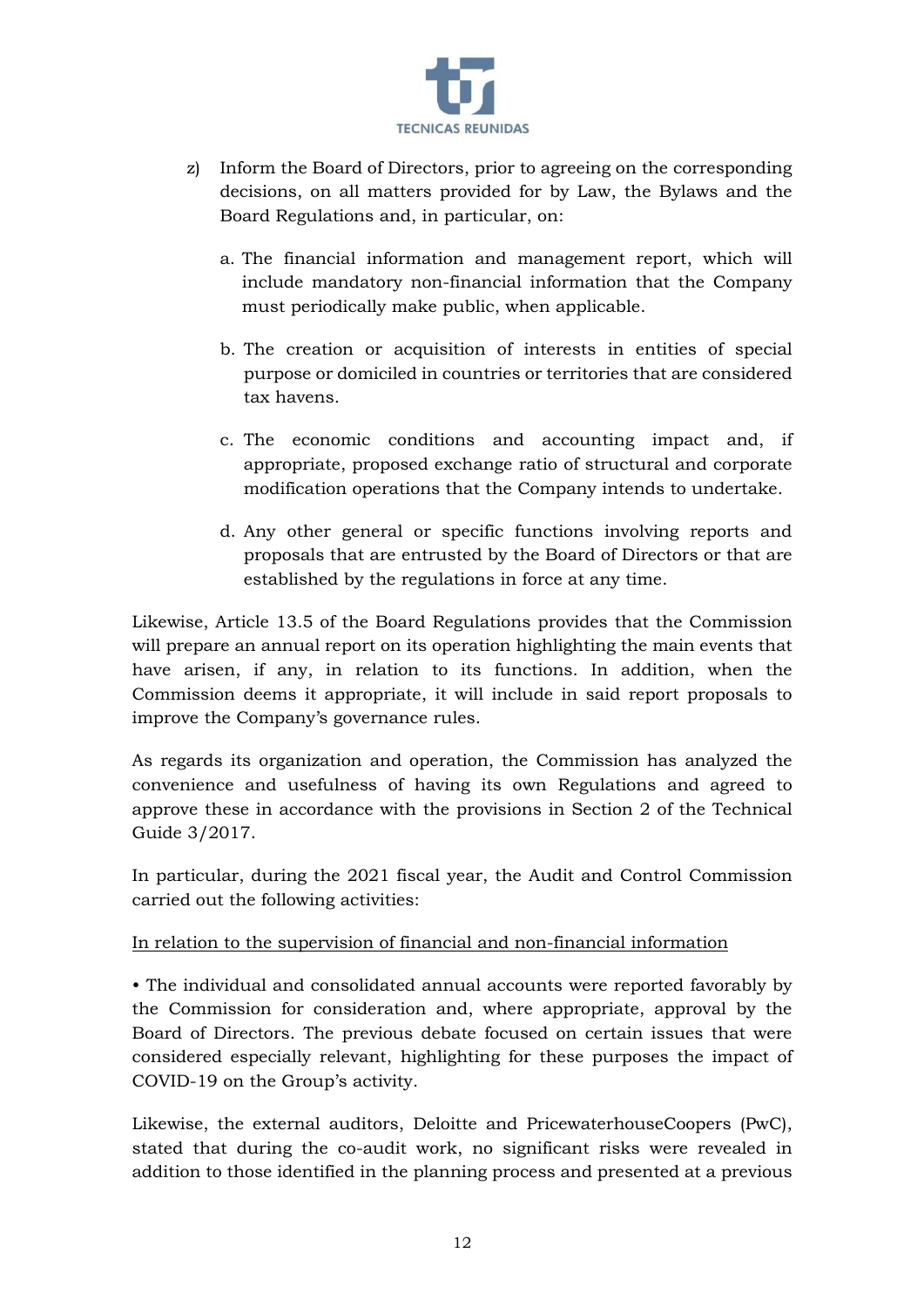z) Inform the Board of Directors, prior to agreeing on the corresponding decisions, on all matters provided for by Law, the Bylaws and the Board Regulations and, in particular, on:

   a. The financial information and management report, which will include mandatory non-financial information that the Company must periodically make public, when applicable.

   b. The creation or acquisition of interests in entities of special purpose or domiciled in countries or territories that are considered tax havens.

   c. The economic conditions and accounting impact and, if appropriate, proposed exchange ratio of structural and corporate modification operations that the Company intends to undertake.

   d. Any other general or specific functions involving reports and proposals that are entrusted by the Board of Directors or that are established by the regulations in force at any time.

Likewise, Article 13.5 of the Board Regulations provides that the Commission will prepare an annual report on its operation highlighting the main events that have arisen, if any, in relation to its functions. In addition, when the Commission deems it appropriate, it will include in said report proposals to improve the Company's governance rules.

As regards its organization and operation, the Commission has analyzed the convenience and usefulness of having its own Regulations and agreed to approve these in accordance with the provisions in Section 2 of the Technical Guide 3/2017.

In particular, during the 2021 fiscal year, the Audit and Control Commission carried out the following activities:

<u>In relation to the supervision of financial and non-financial information</u>

• The individual and consolidated annual accounts were reported favorably by the Commission for consideration and, where appropriate, approval by the Board of Directors. The previous debate focused on certain issues that were considered especially relevant, highlighting for these purposes the impact of COVID-19 on the Group's activity.

Likewise, the external auditors, Deloitte and PricewaterhouseCoopers (PwC), stated that during the co-audit work, no significant risks were revealed in addition to those identified in the planning process and presented at a previous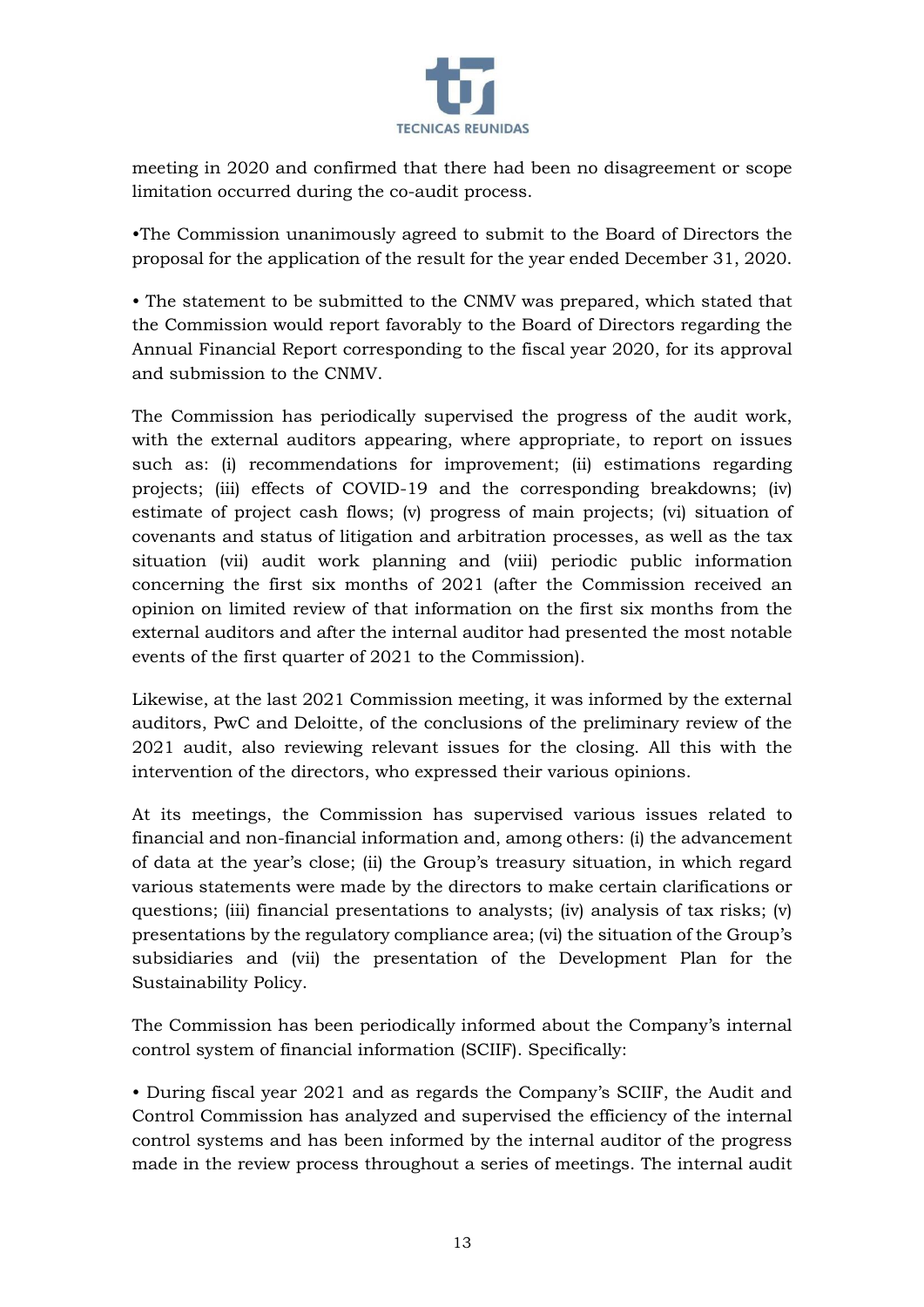meeting in 2020 and confirmed that there had been no disagreement or scope limitation occurred during the co-audit process.

•The Commission unanimously agreed to submit to the Board of Directors the proposal for the application of the result for the year ended December 31, 2020.

• The statement to be submitted to the CNMV was prepared, which stated that the Commission would report favorably to the Board of Directors regarding the Annual Financial Report corresponding to the fiscal year 2020, for its approval and submission to the CNMV.

The Commission has periodically supervised the progress of the audit work, with the external auditors appearing, where appropriate, to report on issues such as: (i) recommendations for improvement; (ii) estimations regarding projects; (iii) effects of COVID-19 and the corresponding breakdowns; (iv) estimate of project cash flows; (v) progress of main projects; (vi) situation of covenants and status of litigation and arbitration processes, as well as the tax situation (vii) audit work planning and (viii) periodic public information concerning the first six months of 2021 (after the Commission received an opinion on limited review of that information on the first six months from the external auditors and after the internal auditor had presented the most notable events of the first quarter of 2021 to the Commission).

Likewise, at the last 2021 Commission meeting, it was informed by the external auditors, PwC and Deloitte, of the conclusions of the preliminary review of the 2021 audit, also reviewing relevant issues for the closing. All this with the intervention of the directors, who expressed their various opinions.

At its meetings, the Commission has supervised various issues related to financial and non-financial information and, among others: (i) the advancement of data at the year's close; (ii) the Group's treasury situation, in which regard various statements were made by the directors to make certain clarifications or questions; (iii) financial presentations to analysts; (iv) analysis of tax risks; (v) presentations by the regulatory compliance area; (vi) the situation of the Group's subsidiaries and (vii) the presentation of the Development Plan for the Sustainability Policy.

The Commission has been periodically informed about the Company's internal control system of financial information (SCIIF). Specifically:

• During fiscal year 2021 and as regards the Company's SCIIF, the Audit and Control Commission has analyzed and supervised the efficiency of the internal control systems and has been informed by the internal auditor of the progress made in the review process throughout a series of meetings. The internal audit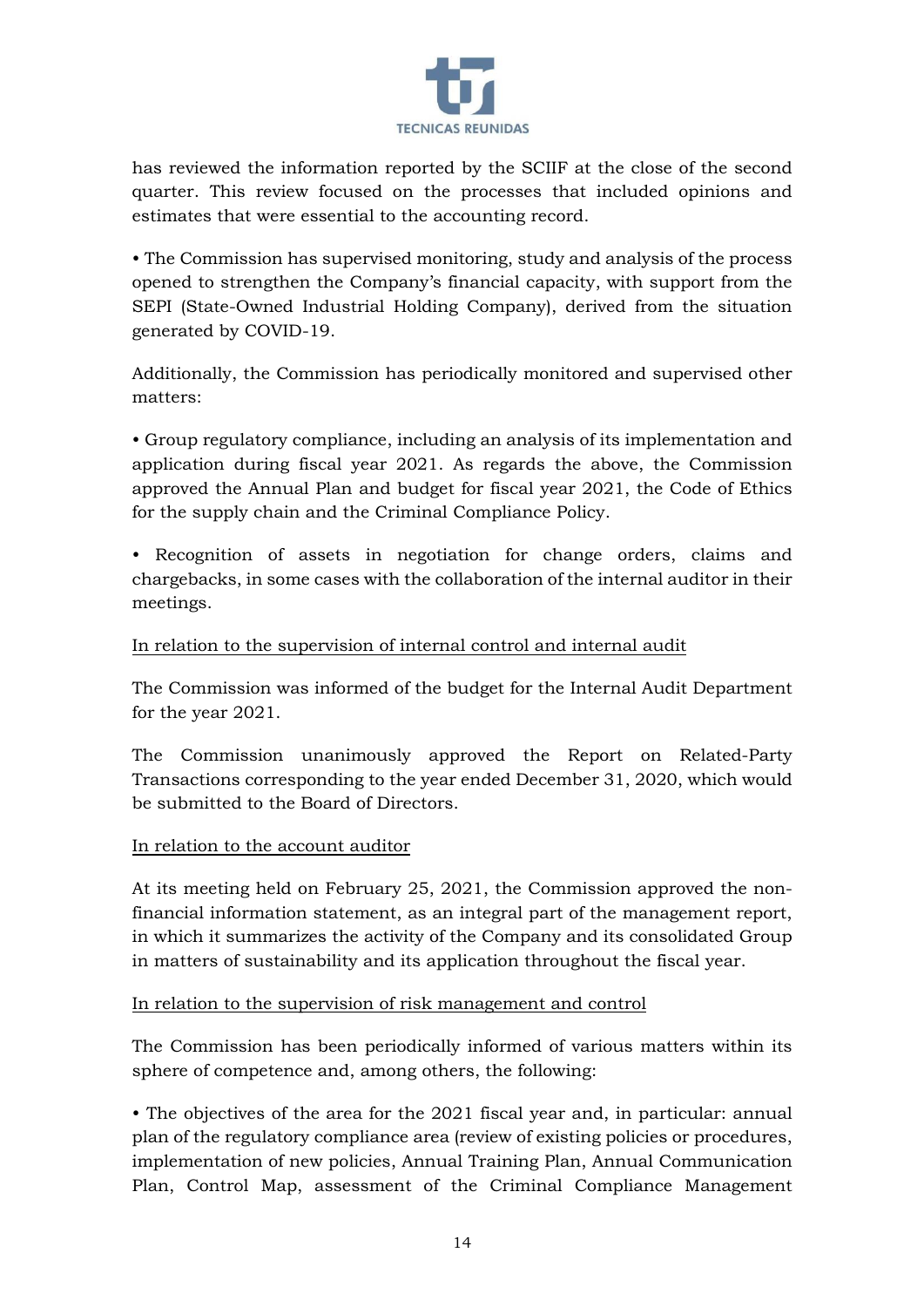has reviewed the information reported by the SCIIF at the close of the second quarter. This review focused on the processes that included opinions and estimates that were essential to the accounting record.

• The Commission has supervised monitoring, study and analysis of the process opened to strengthen the Company's financial capacity, with support from the SEPI (State-Owned Industrial Holding Company), derived from the situation generated by COVID-19.

Additionally, the Commission has periodically monitored and supervised other matters:

• Group regulatory compliance, including an analysis of its implementation and application during fiscal year 2021. As regards the above, the Commission approved the Annual Plan and budget for fiscal year 2021, the Code of Ethics for the supply chain and the Criminal Compliance Policy.

• Recognition of assets in negotiation for change orders, claims and chargebacks, in some cases with the collaboration of the internal auditor in their meetings.

<u>In relation to the supervision of internal control and internal audit</u>

The Commission was informed of the budget for the Internal Audit Department for the year 2021.

The Commission unanimously approved the Report on Related-Party Transactions corresponding to the year ended December 31, 2020, which would be submitted to the Board of Directors.

<u>In relation to the account auditor</u>

At its meeting held on February 25, 2021, the Commission approved the non-financial information statement, as an integral part of the management report, in which it summarizes the activity of the Company and its consolidated Group in matters of sustainability and its application throughout the fiscal year.

<u>In relation to the supervision of risk management and control</u>

The Commission has been periodically informed of various matters within its sphere of competence and, among others, the following:

• The objectives of the area for the 2021 fiscal year and, in particular: annual plan of the regulatory compliance area (review of existing policies or procedures, implementation of new policies, Annual Training Plan, Annual Communication Plan, Control Map, assessment of the Criminal Compliance Management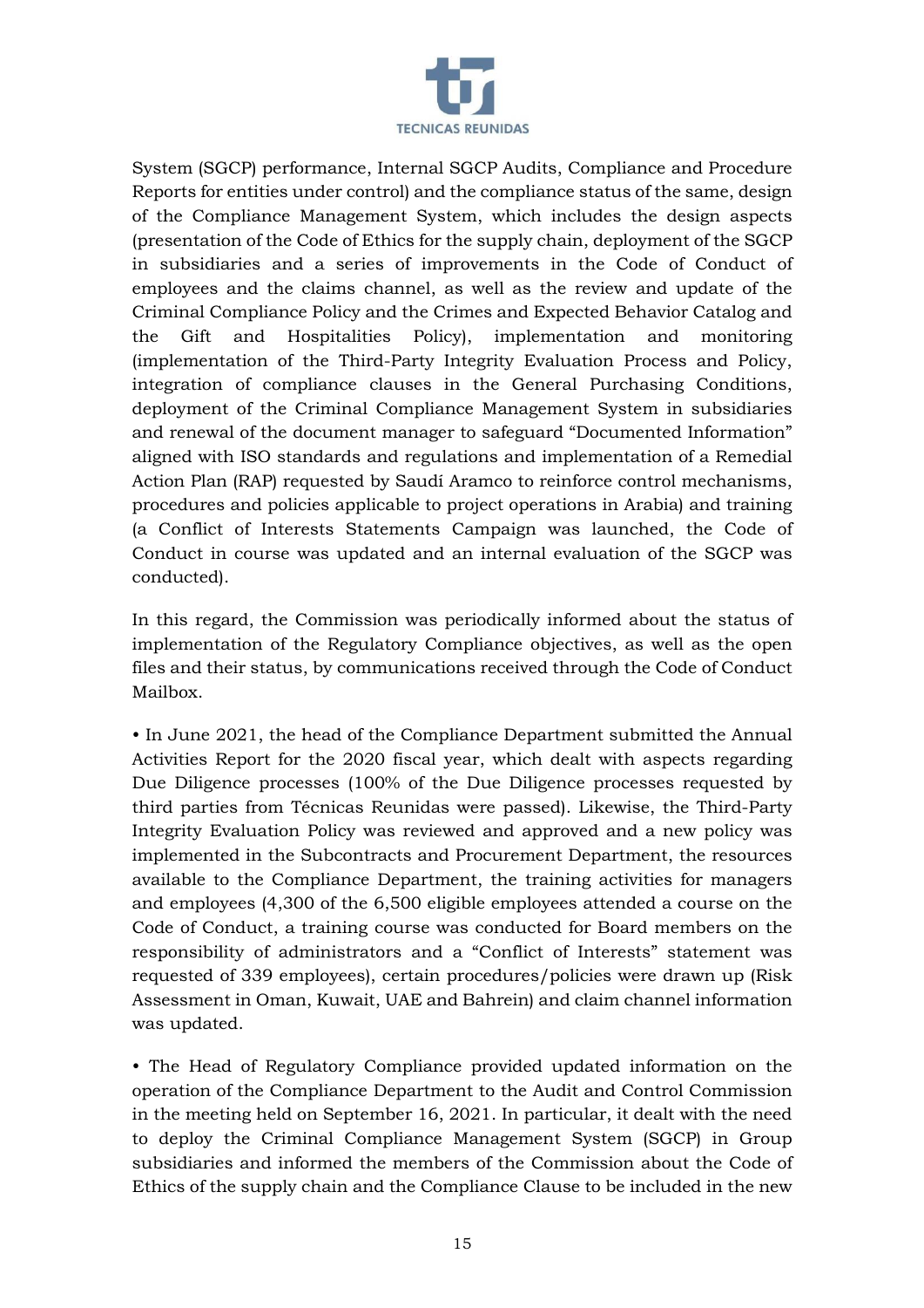System (SGCP) performance, Internal SGCP Audits, Compliance and Procedure Reports for entities under control) and the compliance status of the same, design of the Compliance Management System, which includes the design aspects (presentation of the Code of Ethics for the supply chain, deployment of the SGCP in subsidiaries and a series of improvements in the Code of Conduct of employees and the claims channel, as well as the review and update of the Criminal Compliance Policy and the Crimes and Expected Behavior Catalog and the Gift and Hospitalities Policy), implementation and monitoring (implementation of the Third-Party Integrity Evaluation Process and Policy, integration of compliance clauses in the General Purchasing Conditions, deployment of the Criminal Compliance Management System in subsidiaries and renewal of the document manager to safeguard "Documented Information" aligned with ISO standards and regulations and implementation of a Remedial Action Plan (RAP) requested by Saudí Aramco to reinforce control mechanisms, procedures and policies applicable to project operations in Arabia) and training (a Conflict of Interests Statements Campaign was launched, the Code of Conduct in course was updated and an internal evaluation of the SGCP was conducted).

In this regard, the Commission was periodically informed about the status of implementation of the Regulatory Compliance objectives, as well as the open files and their status, by communications received through the Code of Conduct Mailbox.

• In June 2021, the head of the Compliance Department submitted the Annual Activities Report for the 2020 fiscal year, which dealt with aspects regarding Due Diligence processes (100% of the Due Diligence processes requested by third parties from Técnicas Reunidas were passed). Likewise, the Third-Party Integrity Evaluation Policy was reviewed and approved and a new policy was implemented in the Subcontracts and Procurement Department, the resources available to the Compliance Department, the training activities for managers and employees (4,300 of the 6,500 eligible employees attended a course on the Code of Conduct, a training course was conducted for Board members on the responsibility of administrators and a "Conflict of Interests" statement was requested of 339 employees), certain procedures/policies were drawn up (Risk Assessment in Oman, Kuwait, UAE and Bahrein) and claim channel information was updated.

• The Head of Regulatory Compliance provided updated information on the operation of the Compliance Department to the Audit and Control Commission in the meeting held on September 16, 2021. In particular, it dealt with the need to deploy the Criminal Compliance Management System (SGCP) in Group subsidiaries and informed the members of the Commission about the Code of Ethics of the supply chain and the Compliance Clause to be included in the new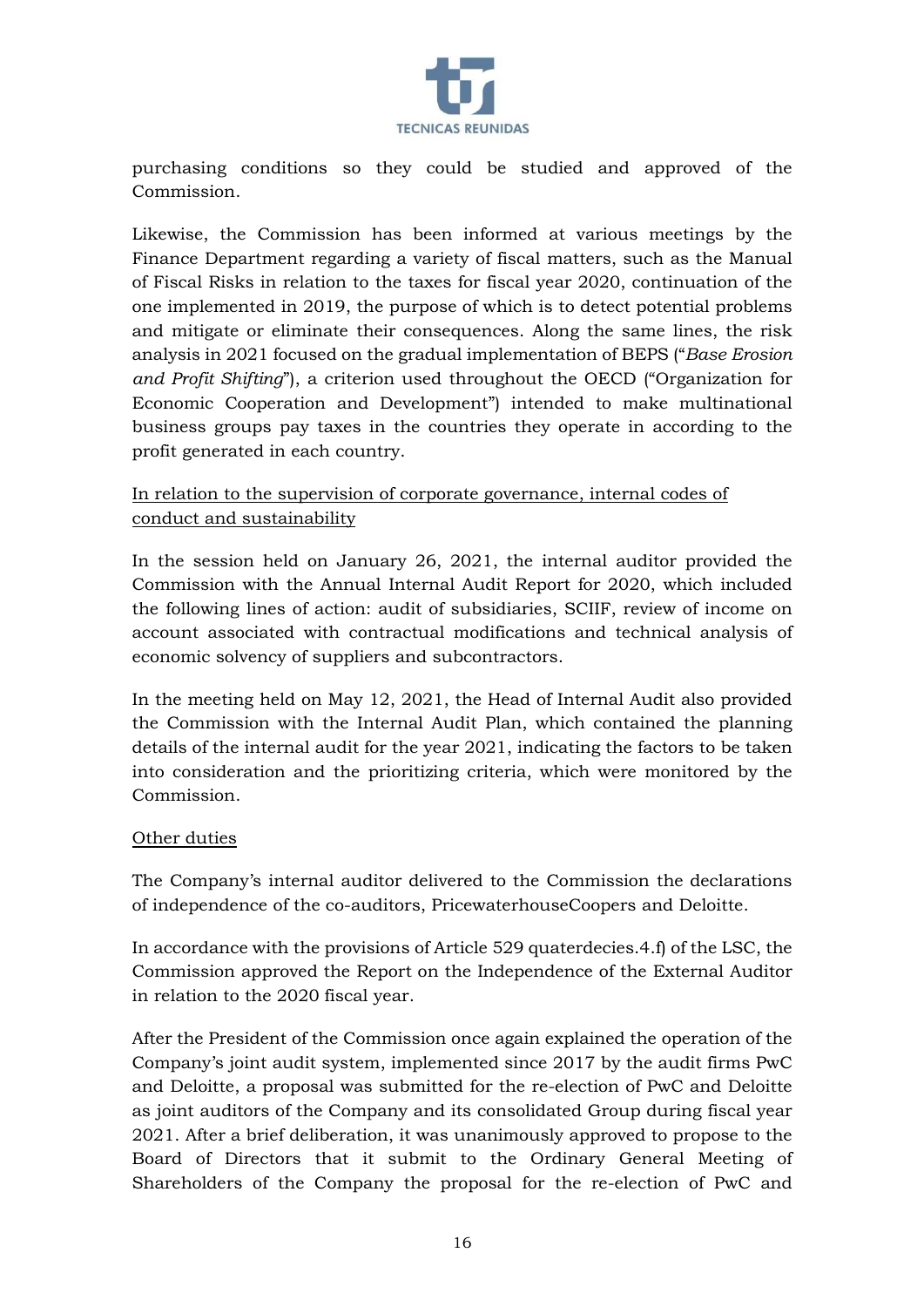purchasing conditions so they could be studied and approved of the Commission.

Likewise, the Commission has been informed at various meetings by the Finance Department regarding a variety of fiscal matters, such as the Manual of Fiscal Risks in relation to the taxes for fiscal year 2020, continuation of the one implemented in 2019, the purpose of which is to detect potential problems and mitigate or eliminate their consequences. Along the same lines, the risk analysis in 2021 focused on the gradual implementation of BEPS ("*Base Erosion and Profit Shifting*"), a criterion used throughout the OECD ("Organization for Economic Cooperation and Development") intended to make multinational business groups pay taxes in the countries they operate in according to the profit generated in each country.

<u>In relation to the supervision of corporate governance, internal codes of conduct and sustainability</u>

In the session held on January 26, 2021, the internal auditor provided the Commission with the Annual Internal Audit Report for 2020, which included the following lines of action: audit of subsidiaries, SCIIF, review of income on account associated with contractual modifications and technical analysis of economic solvency of suppliers and subcontractors.

In the meeting held on May 12, 2021, the Head of Internal Audit also provided the Commission with the Internal Audit Plan, which contained the planning details of the internal audit for the year 2021, indicating the factors to be taken into consideration and the prioritizing criteria, which were monitored by the Commission.

<u>Other duties</u>

The Company's internal auditor delivered to the Commission the declarations of independence of the co-auditors, PricewaterhouseCoopers and Deloitte.

In accordance with the provisions of Article 529 quaterdecies.4.f) of the LSC, the Commission approved the Report on the Independence of the External Auditor in relation to the 2020 fiscal year.

After the President of the Commission once again explained the operation of the Company's joint audit system, implemented since 2017 by the audit firms PwC and Deloitte, a proposal was submitted for the re-election of PwC and Deloitte as joint auditors of the Company and its consolidated Group during fiscal year 2021. After a brief deliberation, it was unanimously approved to propose to the Board of Directors that it submit to the Ordinary General Meeting of Shareholders of the Company the proposal for the re-election of PwC and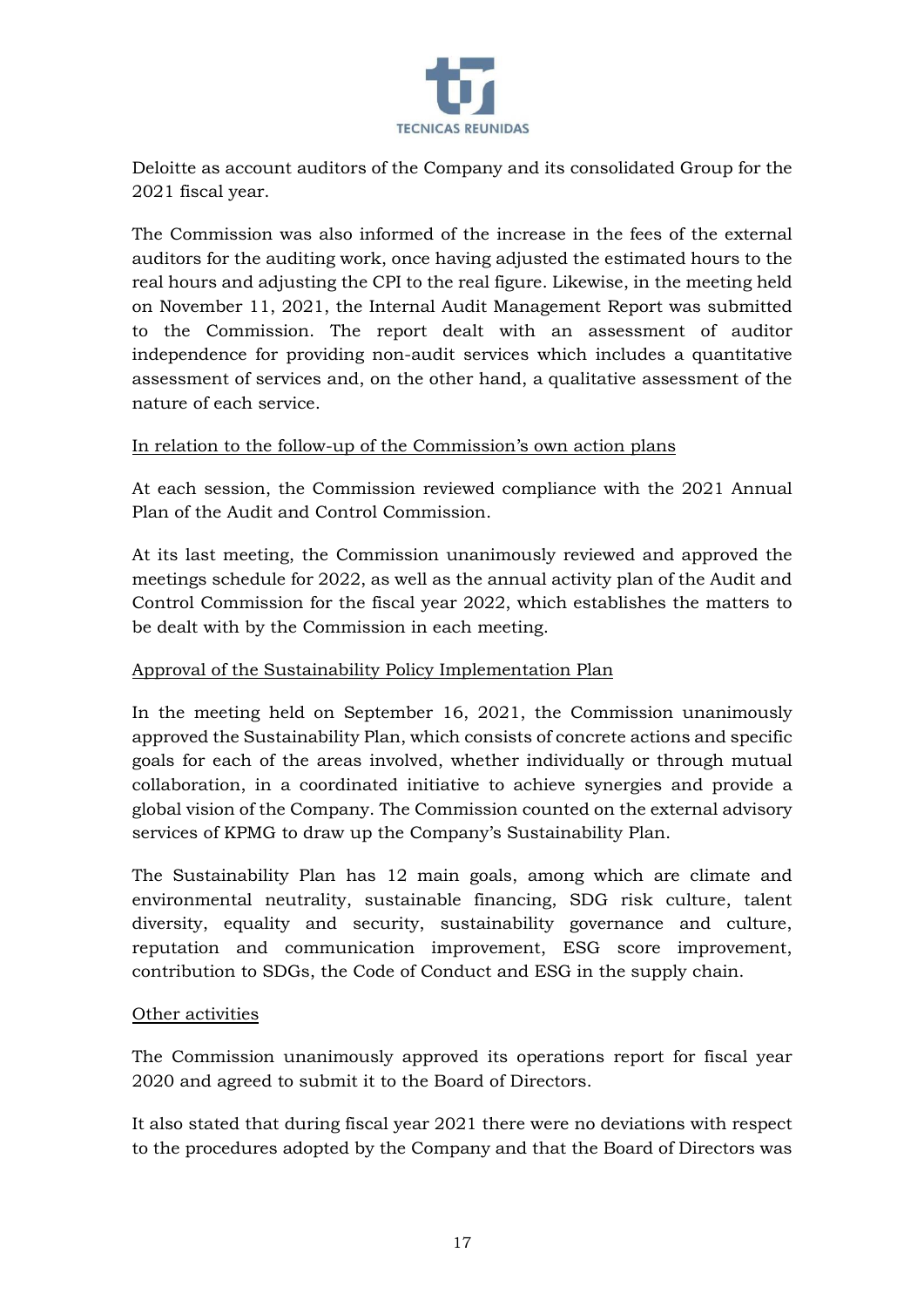Deloitte as account auditors of the Company and its consolidated Group for the 2021 fiscal year.

The Commission was also informed of the increase in the fees of the external auditors for the auditing work, once having adjusted the estimated hours to the real hours and adjusting the CPI to the real figure. Likewise, in the meeting held on November 11, 2021, the Internal Audit Management Report was submitted to the Commission. The report dealt with an assessment of auditor independence for providing non-audit services which includes a quantitative assessment of services and, on the other hand, a qualitative assessment of the nature of each service.

In relation to the follow-up of the Commission's own action plans

At each session, the Commission reviewed compliance with the 2021 Annual Plan of the Audit and Control Commission.

At its last meeting, the Commission unanimously reviewed and approved the meetings schedule for 2022, as well as the annual activity plan of the Audit and Control Commission for the fiscal year 2022, which establishes the matters to be dealt with by the Commission in each meeting.

Approval of the Sustainability Policy Implementation Plan

In the meeting held on September 16, 2021, the Commission unanimously approved the Sustainability Plan, which consists of concrete actions and specific goals for each of the areas involved, whether individually or through mutual collaboration, in a coordinated initiative to achieve synergies and provide a global vision of the Company. The Commission counted on the external advisory services of KPMG to draw up the Company's Sustainability Plan.

The Sustainability Plan has 12 main goals, among which are climate and environmental neutrality, sustainable financing, SDG risk culture, talent diversity, equality and security, sustainability governance and culture, reputation and communication improvement, ESG score improvement, contribution to SDGs, the Code of Conduct and ESG in the supply chain.

Other activities

The Commission unanimously approved its operations report for fiscal year 2020 and agreed to submit it to the Board of Directors.

It also stated that during fiscal year 2021 there were no deviations with respect to the procedures adopted by the Company and that the Board of Directors was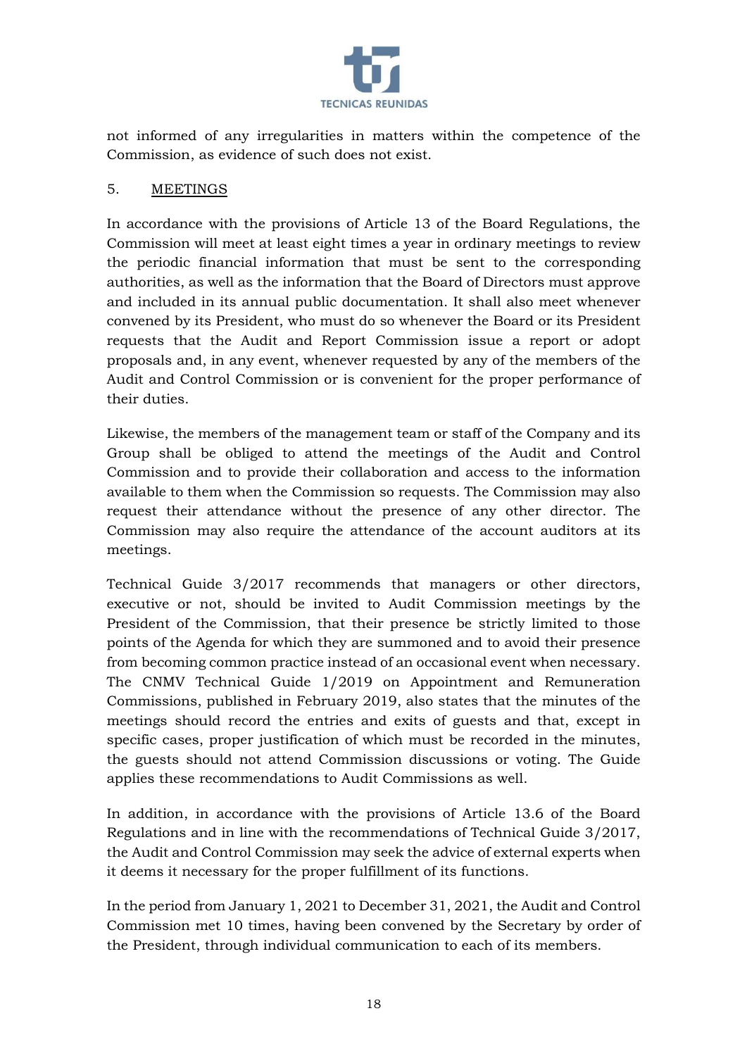not informed of any irregularities in matters within the competence of the Commission, as evidence of such does not exist.

## 5. MEETINGS

In accordance with the provisions of Article 13 of the Board Regulations, the Commission will meet at least eight times a year in ordinary meetings to review the periodic financial information that must be sent to the corresponding authorities, as well as the information that the Board of Directors must approve and included in its annual public documentation. It shall also meet whenever convened by its President, who must do so whenever the Board or its President requests that the Audit and Report Commission issue a report or adopt proposals and, in any event, whenever requested by any of the members of the Audit and Control Commission or is convenient for the proper performance of their duties.

Likewise, the members of the management team or staff of the Company and its Group shall be obliged to attend the meetings of the Audit and Control Commission and to provide their collaboration and access to the information available to them when the Commission so requests. The Commission may also request their attendance without the presence of any other director. The Commission may also require the attendance of the account auditors at its meetings.

Technical Guide 3/2017 recommends that managers or other directors, executive or not, should be invited to Audit Commission meetings by the President of the Commission, that their presence be strictly limited to those points of the Agenda for which they are summoned and to avoid their presence from becoming common practice instead of an occasional event when necessary. The CNMV Technical Guide 1/2019 on Appointment and Remuneration Commissions, published in February 2019, also states that the minutes of the meetings should record the entries and exits of guests and that, except in specific cases, proper justification of which must be recorded in the minutes, the guests should not attend Commission discussions or voting. The Guide applies these recommendations to Audit Commissions as well.

In addition, in accordance with the provisions of Article 13.6 of the Board Regulations and in line with the recommendations of Technical Guide 3/2017, the Audit and Control Commission may seek the advice of external experts when it deems it necessary for the proper fulfillment of its functions.

In the period from January 1, 2021 to December 31, 2021, the Audit and Control Commission met 10 times, having been convened by the Secretary by order of the President, through individual communication to each of its members.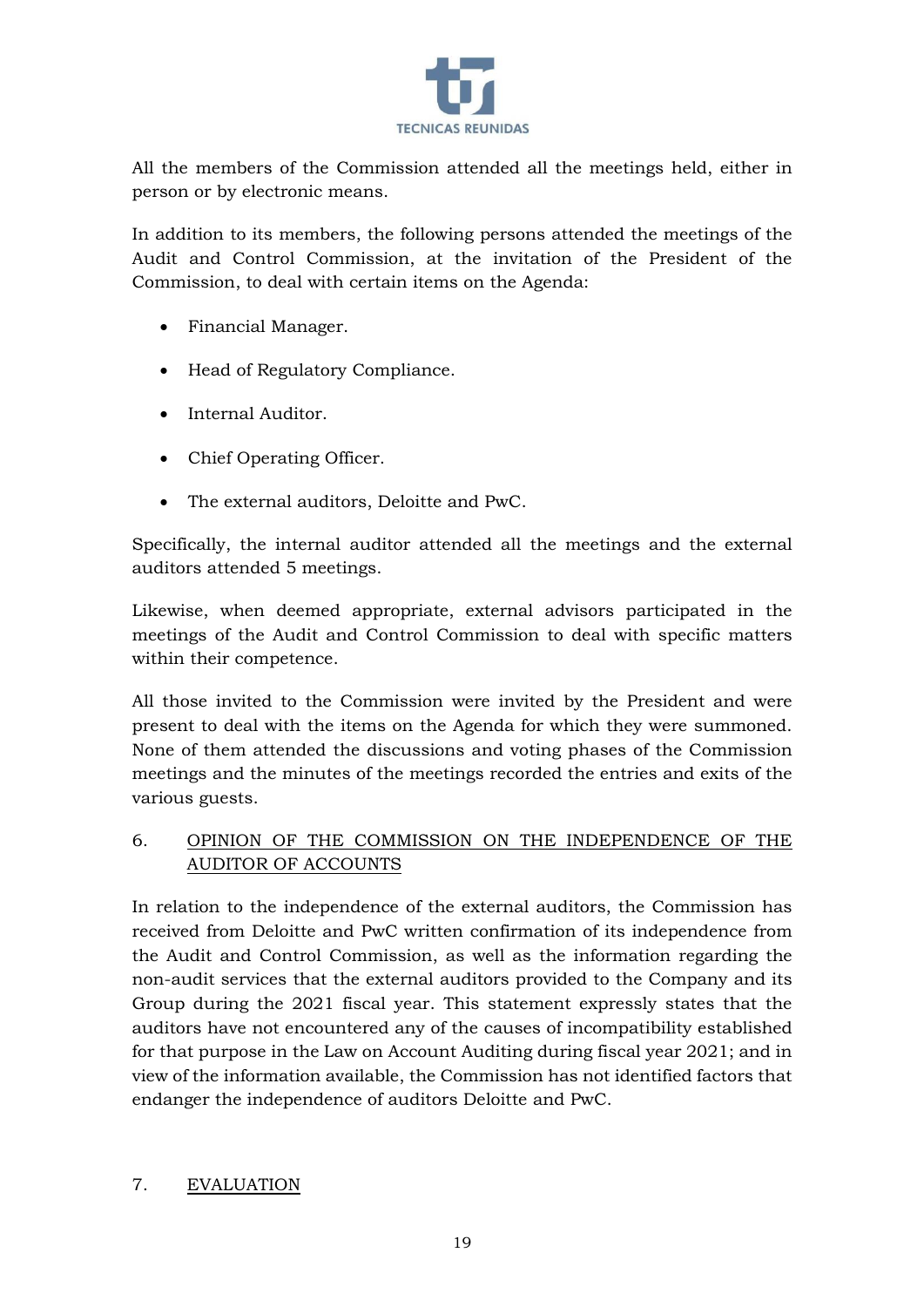All the members of the Commission attended all the meetings held, either in person or by electronic means.

In addition to its members, the following persons attended the meetings of the Audit and Control Commission, at the invitation of the President of the Commission, to deal with certain items on the Agenda:

- Financial Manager.
- Head of Regulatory Compliance.
- Internal Auditor.
- Chief Operating Officer.
- The external auditors, Deloitte and PwC.

Specifically, the internal auditor attended all the meetings and the external auditors attended 5 meetings.

Likewise, when deemed appropriate, external advisors participated in the meetings of the Audit and Control Commission to deal with specific matters within their competence.

All those invited to the Commission were invited by the President and were present to deal with the items on the Agenda for which they were summoned. None of them attended the discussions and voting phases of the Commission meetings and the minutes of the meetings recorded the entries and exits of the various guests.

## 6. OPINION OF THE COMMISSION ON THE INDEPENDENCE OF THE AUDITOR OF ACCOUNTS

In relation to the independence of the external auditors, the Commission has received from Deloitte and PwC written confirmation of its independence from the Audit and Control Commission, as well as the information regarding the non-audit services that the external auditors provided to the Company and its Group during the 2021 fiscal year. This statement expressly states that the auditors have not encountered any of the causes of incompatibility established for that purpose in the Law on Account Auditing during fiscal year 2021; and in view of the information available, the Commission has not identified factors that endanger the independence of auditors Deloitte and PwC.

## 7. EVALUATION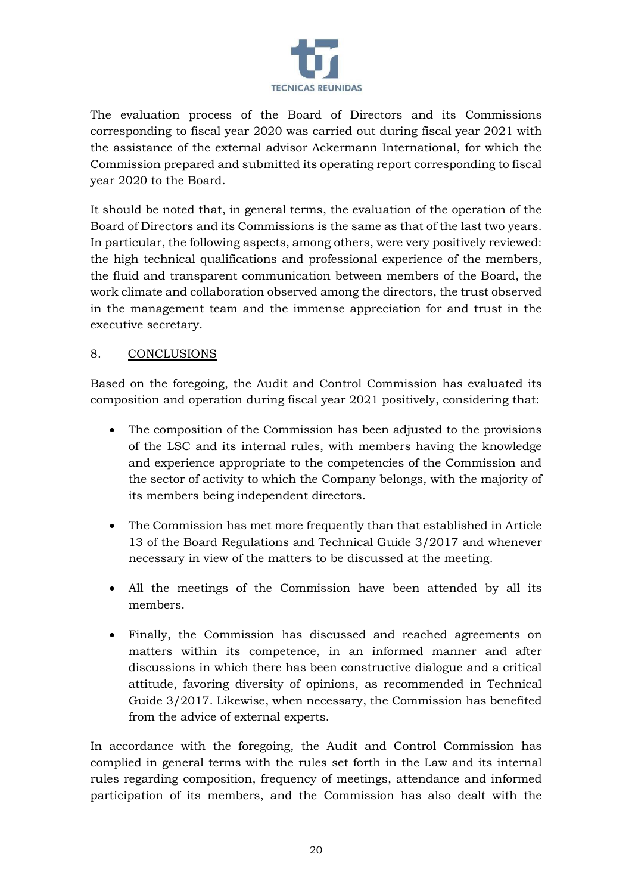The evaluation process of the Board of Directors and its Commissions corresponding to fiscal year 2020 was carried out during fiscal year 2021 with the assistance of the external advisor Ackermann International, for which the Commission prepared and submitted its operating report corresponding to fiscal year 2020 to the Board.

It should be noted that, in general terms, the evaluation of the operation of the Board of Directors and its Commissions is the same as that of the last two years. In particular, the following aspects, among others, were very positively reviewed: the high technical qualifications and professional experience of the members, the fluid and transparent communication between members of the Board, the work climate and collaboration observed among the directors, the trust observed in the management team and the immense appreciation for and trust in the executive secretary.

## 8. CONCLUSIONS

Based on the foregoing, the Audit and Control Commission has evaluated its composition and operation during fiscal year 2021 positively, considering that:

- The composition of the Commission has been adjusted to the provisions of the LSC and its internal rules, with members having the knowledge and experience appropriate to the competencies of the Commission and the sector of activity to which the Company belongs, with the majority of its members being independent directors.

- The Commission has met more frequently than that established in Article 13 of the Board Regulations and Technical Guide 3/2017 and whenever necessary in view of the matters to be discussed at the meeting.

- All the meetings of the Commission have been attended by all its members.

- Finally, the Commission has discussed and reached agreements on matters within its competence, in an informed manner and after discussions in which there has been constructive dialogue and a critical attitude, favoring diversity of opinions, as recommended in Technical Guide 3/2017. Likewise, when necessary, the Commission has benefited from the advice of external experts.

In accordance with the foregoing, the Audit and Control Commission has complied in general terms with the rules set forth in the Law and its internal rules regarding composition, frequency of meetings, attendance and informed participation of its members, and the Commission has also dealt with the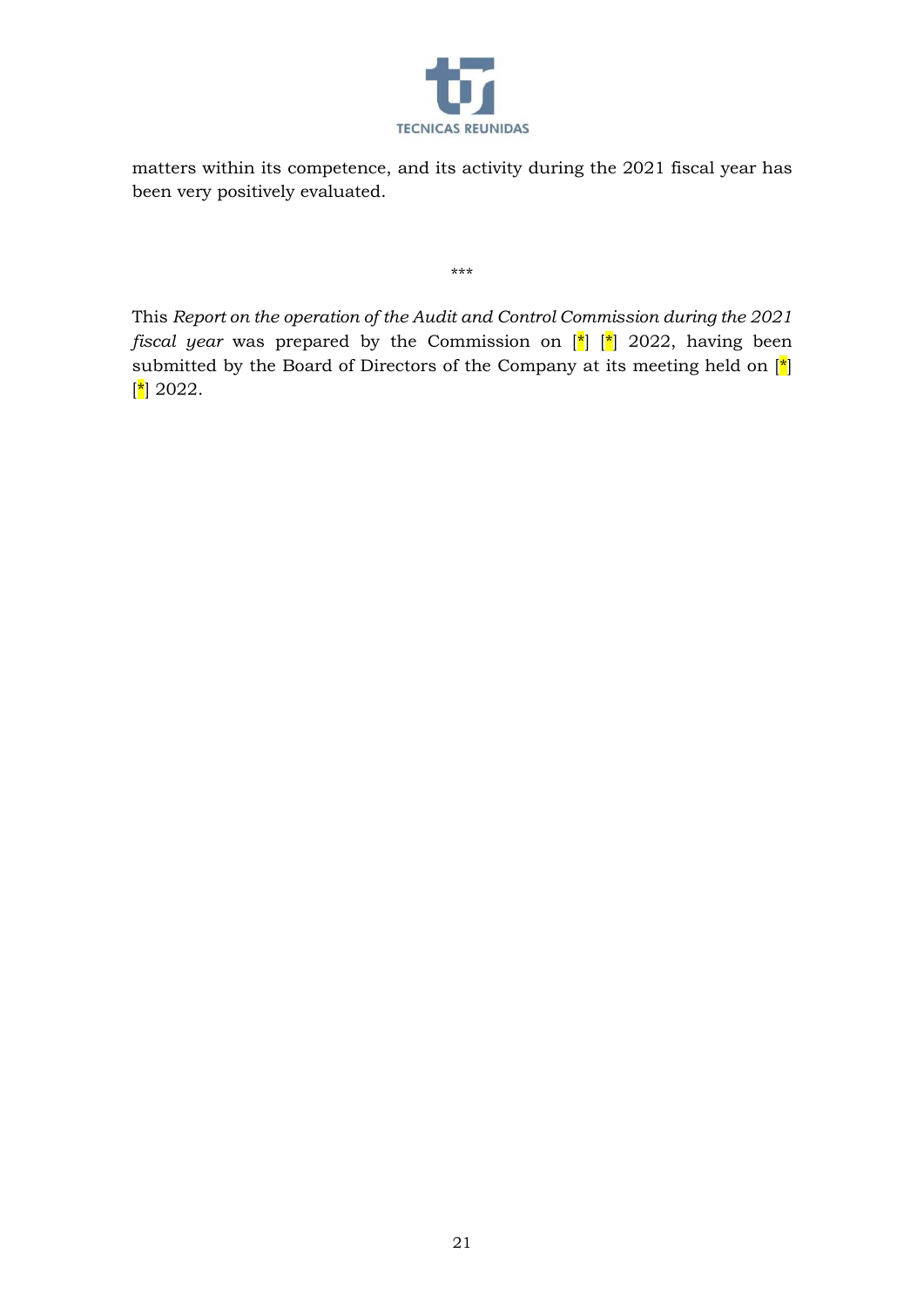matters within its competence, and its activity during the 2021 fiscal year has been very positively evaluated.

\*\*\*

This *Report on the operation of the Audit and Control Commission during the 2021 fiscal year* was prepared by the Commission on [*] [*] 2022, having been submitted by the Board of Directors of the Company at its meeting held on [*] [*] 2022.